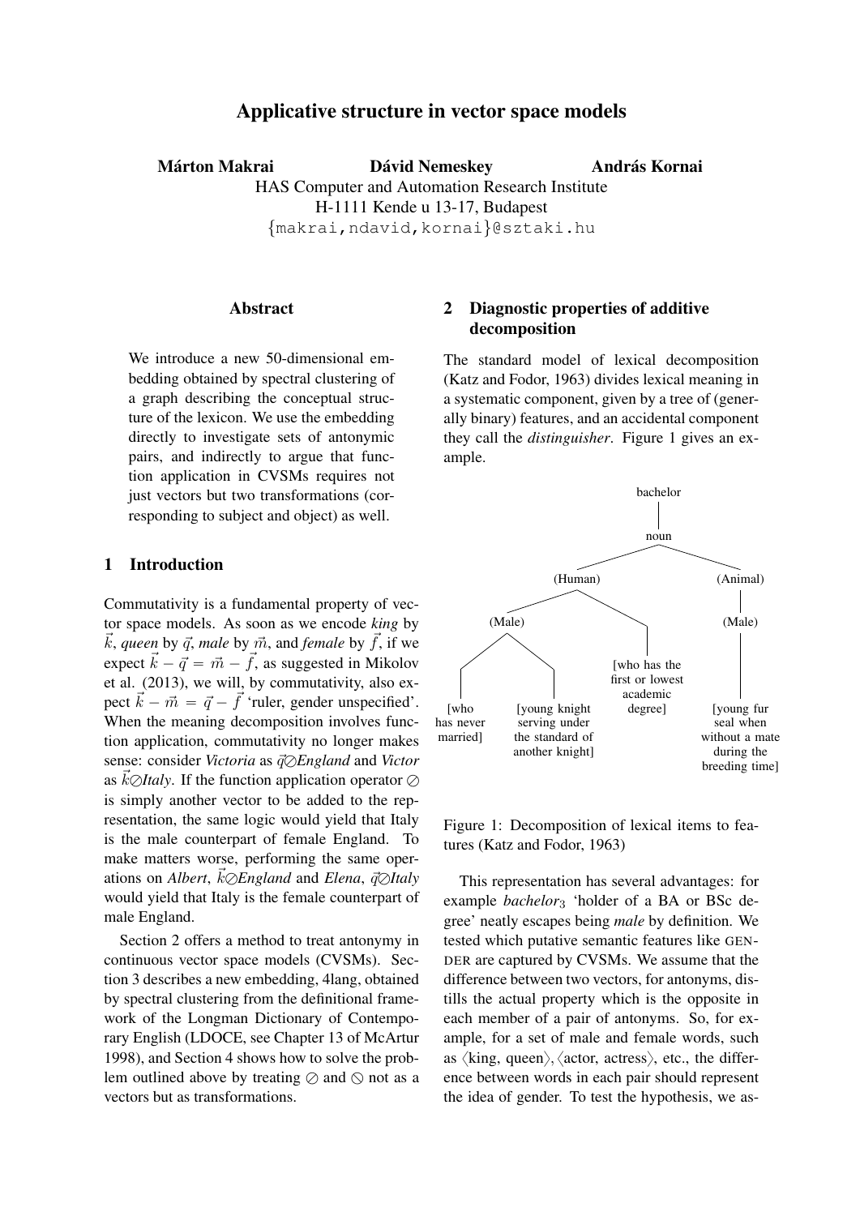# Applicative structure in vector space models

**Márton Makrai** **Dávid Nemeskey** **András Kornai**

HAS Computer and Automation Research Institute
H-1111 Kende u 13-17, Budapest
{makrai,ndavid,kornai}@sztaki.hu

## Abstract

We introduce a new 50-dimensional embedding obtained by spectral clustering of a graph describing the conceptual structure of the lexicon. We use the embedding directly to investigate sets of antonymic pairs, and indirectly to argue that function application in CVSMs requires not just vectors but two transformations (corresponding to subject and object) as well.

## 1 Introduction

Commutativity is a fundamental property of vector space models. As soon as we encode *king* by $\vec{k}$, *queen* by $\vec{q}$, *male* by $\vec{m}$, and *female* by $\vec{f}$, if we expect $\vec{k} - \vec{q} = \vec{m} - \vec{f}$, as suggested in Mikolov et al. (2013), we will, by commutativity, also expect $\vec{k} - \vec{m} = \vec{q} - \vec{f}$ 'ruler, gender unspecified'. When the meaning decomposition involves function application, commutativity no longer makes sense: consider *Victoria* as $\vec{q}\oslash$*England* and *Victor* as $\vec{k}\oslash$*Italy*. If the function application operator $\oslash$ is simply another vector to be added to the representation, the same logic would yield that Italy is the male counterpart of female England. To make matters worse, performing the same operations on *Albert*, $\vec{k}\oslash$*England* and *Elena*, $\vec{q}\oslash$*Italy* would yield that Italy is the female counterpart of male England.

Section 2 offers a method to treat antonymy in continuous vector space models (CVSMs). Section 3 describes a new embedding, 4lang, obtained by spectral clustering from the definitional framework of the Longman Dictionary of Contemporary English (LDOCE, see Chapter 13 of McArtur 1998), and Section 4 shows how to solve the problem outlined above by treating $\oslash$ and $\otimes$ not as a vectors but as transformations.

## 2 Diagnostic properties of additive decomposition

The standard model of lexical decomposition (Katz and Fodor, 1963) divides lexical meaning in a systematic component, given by a tree of (generally binary) features, and an accidental component they call the *distinguisher*. Figure 1 gives an example.

Figure 1: Decomposition of lexical items to features (Katz and Fodor, 1963)

This representation has several advantages: for example *bachelor*$_3$ 'holder of a BA or BSc degree' neatly escapes being *male* by definition. We tested which putative semantic features like GENDER are captured by CVSMs. We assume that the difference between two vectors, for antonyms, distills the actual property which is the opposite in each member of a pair of antonyms. So, for example, for a set of male and female words, such as ⟨king, queen⟩, ⟨actor, actress⟩, etc., the difference between words in each pair should represent the idea of gender. To test the hypothesis, we as-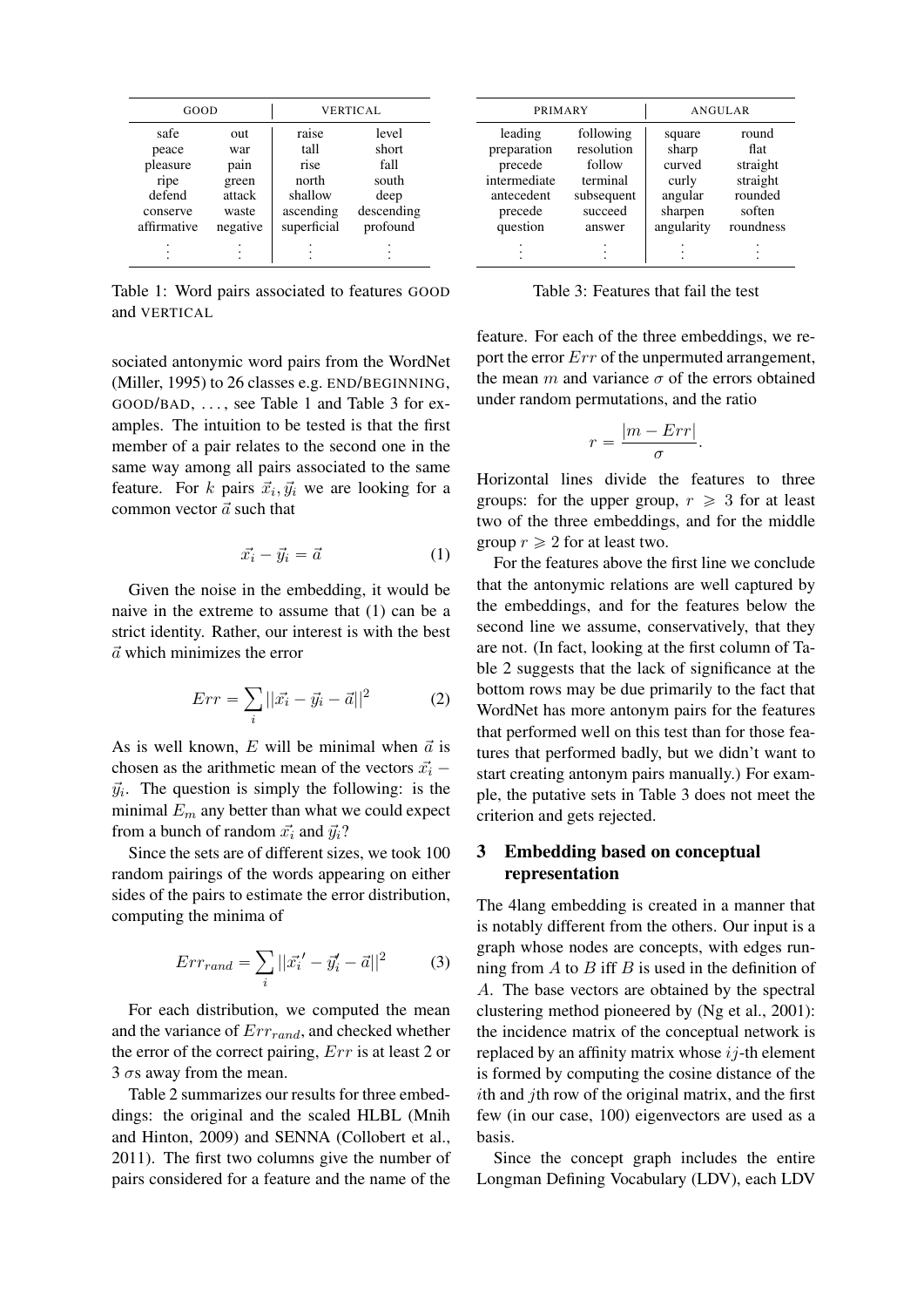| GOOD | | VERTICAL | |
|---|---|---|---|
| safe | out | raise | level |
| peace | war | tall | short |
| pleasure | pain | rise | fall |
| ripe | green | north | south |
| defend | attack | shallow | deep |
| conserve | waste | ascending | descending |
| affirmative | negative | superficial | profound |
| ⋮ | ⋮ | ⋮ | ⋮ |

Table 1: Word pairs associated to features GOOD and VERTICAL

sociated antonymic word pairs from the WordNet (Miller, 1995) to 26 classes e.g. END/BEGINNING, GOOD/BAD, ..., see Table 1 and Table 3 for examples. The intuition to be tested is that the first member of a pair relates to the second one in the same way among all pairs associated to the same feature. For $k$ pairs $\vec{x_i}, \vec{y_i}$ we are looking for a common vector $\vec{a}$ such that

$$\vec{x_i} - \vec{y_i} = \vec{a} \tag{1}$$

Given the noise in the embedding, it would be naive in the extreme to assume that (1) can be a strict identity. Rather, our interest is with the best $\vec{a}$ which minimizes the error

$$Err = \sum_i ||\vec{x_i} - \vec{y_i} - \vec{a}||^2 \tag{2}$$

As is well known, $E$ will be minimal when $\vec{a}$ is chosen as the arithmetic mean of the vectors $\vec{x_i} - \vec{y_i}$. The question is simply the following: is the minimal $E_m$ any better than what we could expect from a bunch of random $\vec{x_i}$ and $\vec{y_i}$?

Since the sets are of different sizes, we took 100 random pairings of the words appearing on either sides of the pairs to estimate the error distribution, computing the minima of

$$Err_{rand} = \sum_i ||\vec{x_i}' - \vec{y_i}' - \vec{a}||^2 \tag{3}$$

For each distribution, we computed the mean and the variance of $Err_{rand}$, and checked whether the error of the correct pairing, $Err$ is at least 2 or 3 $\sigma$s away from the mean.

Table 2 summarizes our results for three embeddings: the original and the scaled HLBL (Mnih and Hinton, 2009) and SENNA (Collobert et al., 2011). The first two columns give the number of pairs considered for a feature and the name of the

| PRIMARY | | ANGULAR | |
|---|---|---|---|
| leading | following | square | round |
| preparation | resolution | sharp | flat |
| precede | follow | curved | straight |
| intermediate | terminal | curly | straight |
| antecedent | subsequent | angular | rounded |
| precede | succeed | sharpen | soften |
| question | answer | angularity | roundness |
| ⋮ | ⋮ | ⋮ | ⋮ |

Table 3: Features that fail the test

feature. For each of the three embeddings, we report the error $Err$ of the unpermuted arrangement, the mean $m$ and variance $\sigma$ of the errors obtained under random permutations, and the ratio

$$r = \frac{|m - Err|}{\sigma}.$$

Horizontal lines divide the features to three groups: for the upper group, $r \geqslant 3$ for at least two of the three embeddings, and for the middle group $r \geqslant 2$ for at least two.

For the features above the first line we conclude that the antonymic relations are well captured by the embeddings, and for the features below the second line we assume, conservatively, that they are not. (In fact, looking at the first column of Table 2 suggests that the lack of significance at the bottom rows may be due primarily to the fact that WordNet has more antonym pairs for the features that performed well on this test than for those features that performed badly, but we didn't want to start creating antonym pairs manually.) For example, the putative sets in Table 3 does not meet the criterion and gets rejected.

## 3 Embedding based on conceptual representation

The 4lang embedding is created in a manner that is notably different from the others. Our input is a graph whose nodes are concepts, with edges running from $A$ to $B$ iff $B$ is used in the definition of $A$. The base vectors are obtained by the spectral clustering method pioneered by (Ng et al., 2001): the incidence matrix of the conceptual network is replaced by an affinity matrix whose $ij$-th element is formed by computing the cosine distance of the $i$th and $j$th row of the original matrix, and the first few (in our case, 100) eigenvectors are used as a basis.

Since the concept graph includes the entire Longman Defining Vocabulary (LDV), each LDV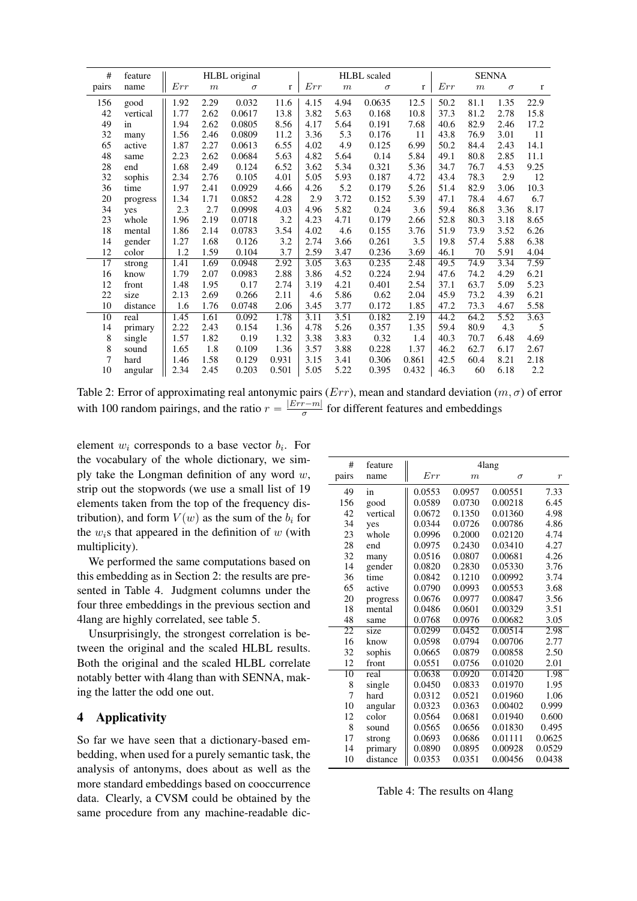| # | feature | HLBL original | | | | HLBL scaled | | | | SENNA | | | |
|---|---|---|---|---|---|---|---|---|---|---|---|---|---|
| pairs | name | $Err$ | $m$ | $\sigma$ | r | $Err$ | $m$ | $\sigma$ | r | $Err$ | $m$ | $\sigma$ | r |
| 156 | good | 1.92 | 2.29 | 0.032 | 11.6 | 4.15 | 4.94 | 0.0635 | 12.5 | 50.2 | 81.1 | 1.35 | 22.9 |
| 42 | vertical | 1.77 | 2.62 | 0.0617 | 13.8 | 3.82 | 5.63 | 0.168 | 10.8 | 37.3 | 81.2 | 2.78 | 15.8 |
| 49 | in | 1.94 | 2.62 | 0.0805 | 8.56 | 4.17 | 5.64 | 0.191 | 7.68 | 40.6 | 82.9 | 2.46 | 17.2 |
| 32 | many | 1.56 | 2.46 | 0.0809 | 11.2 | 3.36 | 5.3 | 0.176 | 11 | 43.8 | 76.9 | 3.01 | 11 |
| 65 | active | 1.87 | 2.27 | 0.0613 | 6.55 | 4.02 | 4.9 | 0.125 | 6.99 | 50.2 | 84.4 | 2.43 | 14.1 |
| 48 | same | 2.23 | 2.62 | 0.0684 | 5.63 | 4.82 | 5.64 | 0.14 | 5.84 | 49.1 | 80.8 | 2.85 | 11.1 |
| 28 | end | 1.68 | 2.49 | 0.124 | 6.52 | 3.62 | 5.34 | 0.321 | 5.36 | 34.7 | 76.7 | 4.53 | 9.25 |
| 32 | sophis | 2.34 | 2.76 | 0.105 | 4.01 | 5.05 | 5.93 | 0.187 | 4.72 | 43.4 | 78.3 | 2.9 | 12 |
| 36 | time | 1.97 | 2.41 | 0.0929 | 4.66 | 4.26 | 5.2 | 0.179 | 5.26 | 51.4 | 82.9 | 3.06 | 10.3 |
| 20 | progress | 1.34 | 1.71 | 0.0852 | 4.28 | 2.9 | 3.72 | 0.152 | 5.39 | 47.1 | 78.4 | 4.67 | 6.7 |
| 34 | yes | 2.3 | 2.7 | 0.0998 | 4.03 | 4.96 | 5.82 | 0.24 | 3.6 | 59.4 | 86.8 | 3.36 | 8.17 |
| 23 | whole | 1.96 | 2.19 | 0.0718 | 3.2 | 4.23 | 4.71 | 0.179 | 2.66 | 52.8 | 80.3 | 3.18 | 8.65 |
| 18 | mental | 1.86 | 2.14 | 0.0783 | 3.54 | 4.02 | 4.6 | 0.155 | 3.76 | 51.9 | 73.9 | 3.52 | 6.26 |
| 14 | gender | 1.27 | 1.68 | 0.126 | 3.2 | 2.74 | 3.66 | 0.261 | 3.5 | 19.8 | 57.4 | 5.88 | 6.38 |
| 12 | color | 1.2 | 1.59 | 0.104 | 3.7 | 2.59 | 3.47 | 0.236 | 3.69 | 46.1 | 70 | 5.91 | 4.04 |
| 17 | strong | 1.41 | 1.69 | 0.0948 | 2.92 | 3.05 | 3.63 | 0.235 | 2.48 | 49.5 | 74.9 | 3.34 | 7.59 |
| 16 | know | 1.79 | 2.07 | 0.0983 | 2.88 | 3.86 | 4.52 | 0.224 | 2.94 | 47.6 | 74.2 | 4.29 | 6.21 |
| 12 | front | 1.48 | 1.95 | 0.17 | 2.74 | 3.19 | 4.21 | 0.401 | 2.54 | 37.1 | 63.7 | 5.09 | 5.23 |
| 22 | size | 2.13 | 2.69 | 0.266 | 2.11 | 4.6 | 5.86 | 0.62 | 2.04 | 45.9 | 73.2 | 4.39 | 6.21 |
| 10 | distance | 1.6 | 1.76 | 0.0748 | 2.06 | 3.45 | 3.77 | 0.172 | 1.85 | 47.2 | 73.3 | 4.67 | 5.58 |
| 10 | real | 1.45 | 1.61 | 0.092 | 1.78 | 3.11 | 3.51 | 0.182 | 2.19 | 44.2 | 64.2 | 5.52 | 3.63 |
| 14 | primary | 2.22 | 2.43 | 0.154 | 1.36 | 4.78 | 5.26 | 0.357 | 1.35 | 59.4 | 80.9 | 4.3 | 5 |
| 8 | single | 1.57 | 1.82 | 0.19 | 1.32 | 3.38 | 3.83 | 0.32 | 1.4 | 40.3 | 70.7 | 6.48 | 4.69 |
| 8 | sound | 1.65 | 1.8 | 0.109 | 1.36 | 3.57 | 3.88 | 0.228 | 1.37 | 46.2 | 62.7 | 6.17 | 2.67 |
| 7 | hard | 1.46 | 1.58 | 0.129 | 0.931 | 3.15 | 3.41 | 0.306 | 0.861 | 42.5 | 60.4 | 8.21 | 2.18 |
| 10 | angular | 2.34 | 2.45 | 0.203 | 0.501 | 5.05 | 5.22 | 0.395 | 0.432 | 46.3 | 60 | 6.18 | 2.2 |

Table 2: Error of approximating real antonymic pairs ($Err$), mean and standard deviation ($m, \sigma$) of error with 100 random pairings, and the ratio $r = \frac{|Err-m|}{\sigma}$ for different features and embeddings

element $w_i$ corresponds to a base vector $b_i$. For the vocabulary of the whole dictionary, we simply take the Longman definition of any word $w$, strip out the stopwords (we use a small list of 19 elements taken from the top of the frequency distribution), and form $V(w)$ as the sum of the $b_i$ for the $w_i$s that appeared in the definition of $w$ (with multiplicity).

We performed the same computations based on this embedding as in Section 2: the results are presented in Table 4. Judgment columns under the four three embeddings in the previous section and 4lang are highly correlated, see table 5.

Unsurprisingly, the strongest correlation is between the original and the scaled HLBL results. Both the original and the scaled HLBL correlate notably better with 4lang than with SENNA, making the latter the odd one out.

| # | feature | 4lang | | | |
|---|---|---|---|---|---|
| pairs | name | $Err$ | $m$ | $\sigma$ | $r$ |
| 49 | in | 0.0553 | 0.0957 | 0.00551 | 7.33 |
| 156 | good | 0.0589 | 0.0730 | 0.00218 | 6.45 |
| 42 | vertical | 0.0672 | 0.1350 | 0.01360 | 4.98 |
| 34 | yes | 0.0344 | 0.0726 | 0.00786 | 4.86 |
| 23 | whole | 0.0996 | 0.2000 | 0.02120 | 4.74 |
| 28 | end | 0.0975 | 0.2430 | 0.03410 | 4.27 |
| 32 | many | 0.0516 | 0.0807 | 0.00681 | 4.26 |
| 14 | gender | 0.0820 | 0.2830 | 0.05330 | 3.76 |
| 36 | time | 0.0842 | 0.1210 | 0.00992 | 3.74 |
| 65 | active | 0.0790 | 0.0993 | 0.00553 | 3.68 |
| 20 | progress | 0.0676 | 0.0977 | 0.00847 | 3.56 |
| 18 | mental | 0.0486 | 0.0601 | 0.00329 | 3.51 |
| 48 | same | 0.0768 | 0.0976 | 0.00682 | 3.05 |
| 22 | size | 0.0299 | 0.0452 | 0.00514 | 2.98 |
| 16 | know | 0.0598 | 0.0794 | 0.00706 | 2.77 |
| 32 | sophis | 0.0665 | 0.0879 | 0.00858 | 2.50 |
| 12 | front | 0.0551 | 0.0756 | 0.01020 | 2.01 |
| 10 | real | 0.0638 | 0.0920 | 0.01420 | 1.98 |
| 8 | single | 0.0450 | 0.0833 | 0.01970 | 1.95 |
| 7 | hard | 0.0312 | 0.0521 | 0.01960 | 1.06 |
| 10 | angular | 0.0323 | 0.0363 | 0.00402 | 0.999 |
| 12 | color | 0.0564 | 0.0681 | 0.01940 | 0.600 |
| 8 | sound | 0.0565 | 0.0656 | 0.01830 | 0.495 |
| 17 | strong | 0.0693 | 0.0686 | 0.01111 | 0.0625 |
| 14 | primary | 0.0890 | 0.0895 | 0.00928 | 0.0529 |
| 10 | distance | 0.0353 | 0.0351 | 0.00456 | 0.0438 |

Table 4: The results on 4lang

## 4 Applicativity

So far we have seen that a dictionary-based embedding, when used for a purely semantic task, the analysis of antonyms, does about as well as the more standard embeddings based on cooccurrence data. Clearly, a CVSM could be obtained by the same procedure from any machine-readable dic-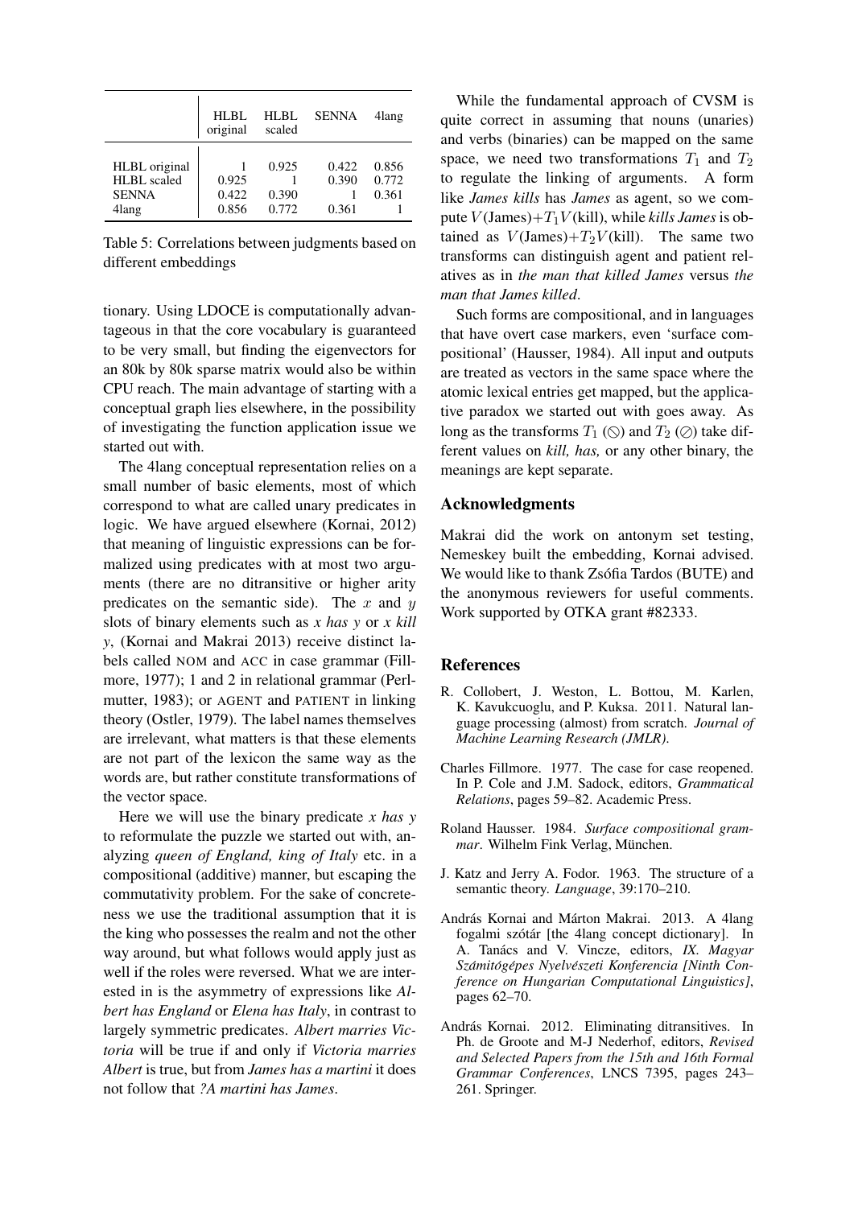| | HLBL original | HLBL scaled | SENNA | 4lang |
|---|---|---|---|---|
| HLBL original | 1 | 0.925 | 0.422 | 0.856 |
| HLBL scaled | 0.925 | 1 | 0.390 | 0.772 |
| SENNA | 0.422 | 0.390 | 1 | 0.361 |
| 4lang | 0.856 | 0.772 | 0.361 | 1 |

Table 5: Correlations between judgments based on different embeddings

tionary. Using LDOCE is computationally advantageous in that the core vocabulary is guaranteed to be very small, but finding the eigenvectors for an 80k by 80k sparse matrix would also be within CPU reach. The main advantage of starting with a conceptual graph lies elsewhere, in the possibility of investigating the function application issue we started out with.

The 4lang conceptual representation relies on a small number of basic elements, most of which correspond to what are called unary predicates in logic. We have argued elsewhere (Kornai, 2012) that meaning of linguistic expressions can be formalized using predicates with at most two arguments (there are no ditransitive or higher arity predicates on the semantic side). The $x$ and $y$ slots of binary elements such as *x has y* or *x kill y*, (Kornai and Makrai 2013) receive distinct labels called NOM and ACC in case grammar (Fillmore, 1977); 1 and 2 in relational grammar (Perlmutter, 1983); or AGENT and PATIENT in linking theory (Ostler, 1979). The label names themselves are irrelevant, what matters is that these elements are not part of the lexicon the same way as the words are, but rather constitute transformations of the vector space.

Here we will use the binary predicate *x has y* to reformulate the puzzle we started out with, analyzing *queen of England, king of Italy* etc. in a compositional (additive) manner, but escaping the commutativity problem. For the sake of concreteness we use the traditional assumption that it is the king who possesses the realm and not the other way around, but what follows would apply just as well if the roles were reversed. What we are interested in is the asymmetry of expressions like *Albert has England* or *Elena has Italy*, in contrast to largely symmetric predicates. *Albert marries Victoria* will be true if and only if *Victoria marries Albert* is true, but from *James has a martini* it does not follow that *?A martini has James*.

While the fundamental approach of CVSM is quite correct in assuming that nouns (unaries) and verbs (binaries) can be mapped on the same space, we need two transformations $T_1$ and $T_2$ to regulate the linking of arguments. A form like *James kills* has *James* as agent, so we compute $V(\text{James})+T_1V(\text{kill})$, while *kills James* is obtained as $V(\text{James})+T_2V(\text{kill})$. The same two transforms can distinguish agent and patient relatives as in *the man that killed James* versus *the man that James killed*.

Such forms are compositional, and in languages that have overt case markers, even 'surface compositional' (Hausser, 1984). All input and outputs are treated as vectors in the same space where the atomic lexical entries get mapped, but the applicative paradox we started out with goes away. As long as the transforms $T_1$ ($\circledS$) and $T_2$ ($\oslash$) take different values on *kill, has,* or any other binary, the meanings are kept separate.

## Acknowledgments

Makrai did the work on antonym set testing, Nemeskey built the embedding, Kornai advised. We would like to thank Zsófia Tardos (BUTE) and the anonymous reviewers for useful comments. Work supported by OTKA grant #82333.

## References

R. Collobert, J. Weston, L. Bottou, M. Karlen, K. Kavukcuoglu, and P. Kuksa. 2011. Natural language processing (almost) from scratch. *Journal of Machine Learning Research (JMLR)*.

Charles Fillmore. 1977. The case for case reopened. In P. Cole and J.M. Sadock, editors, *Grammatical Relations*, pages 59–82. Academic Press.

Roland Hausser. 1984. *Surface compositional grammar*. Wilhelm Fink Verlag, München.

J. Katz and Jerry A. Fodor. 1963. The structure of a semantic theory. *Language*, 39:170–210.

András Kornai and Márton Makrai. 2013. A 4lang fogalmi szótár [the 4lang concept dictionary]. In A. Tanács and V. Vincze, editors, *IX. Magyar Számitógépes Nyelvészeti Konferencia [Ninth Conference on Hungarian Computational Linguistics]*, pages 62–70.

András Kornai. 2012. Eliminating ditransitives. In Ph. de Groote and M-J Nederhof, editors, *Revised and Selected Papers from the 15th and 16th Formal Grammar Conferences*, LNCS 7395, pages 243–261. Springer.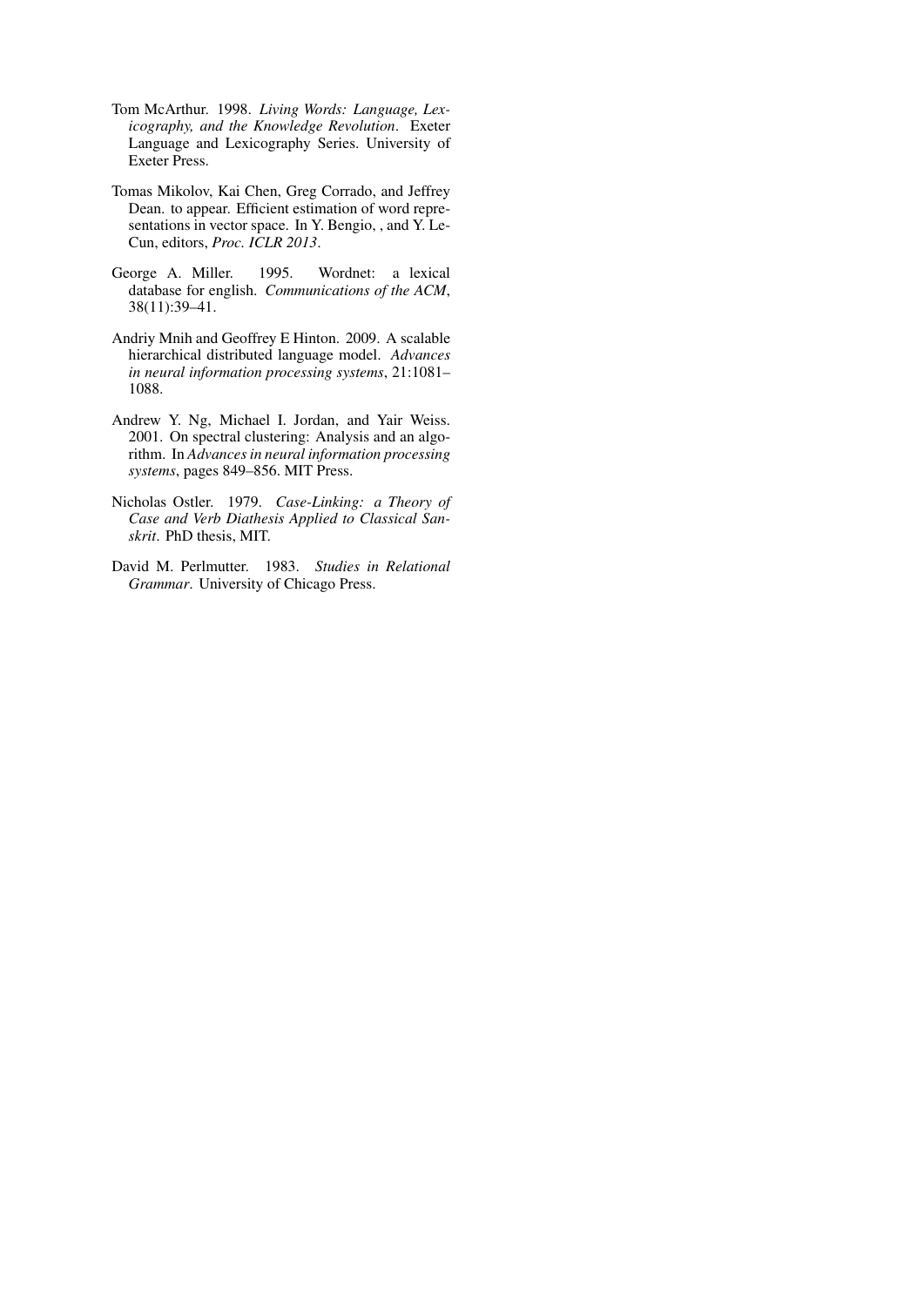Tom McArthur. 1998. *Living Words: Language, Lexicography, and the Knowledge Revolution*. Exeter Language and Lexicography Series. University of Exeter Press.

Tomas Mikolov, Kai Chen, Greg Corrado, and Jeffrey Dean. to appear. Efficient estimation of word representations in vector space. In Y. Bengio, , and Y. LeCun, editors, *Proc. ICLR 2013*.

George A. Miller. 1995. Wordnet: a lexical database for english. *Communications of the ACM*, 38(11):39–41.

Andriy Mnih and Geoffrey E Hinton. 2009. A scalable hierarchical distributed language model. *Advances in neural information processing systems*, 21:1081–1088.

Andrew Y. Ng, Michael I. Jordan, and Yair Weiss. 2001. On spectral clustering: Analysis and an algorithm. In *Advances in neural information processing systems*, pages 849–856. MIT Press.

Nicholas Ostler. 1979. *Case-Linking: a Theory of Case and Verb Diathesis Applied to Classical Sanskrit*. PhD thesis, MIT.

David M. Perlmutter. 1983. *Studies in Relational Grammar*. University of Chicago Press.